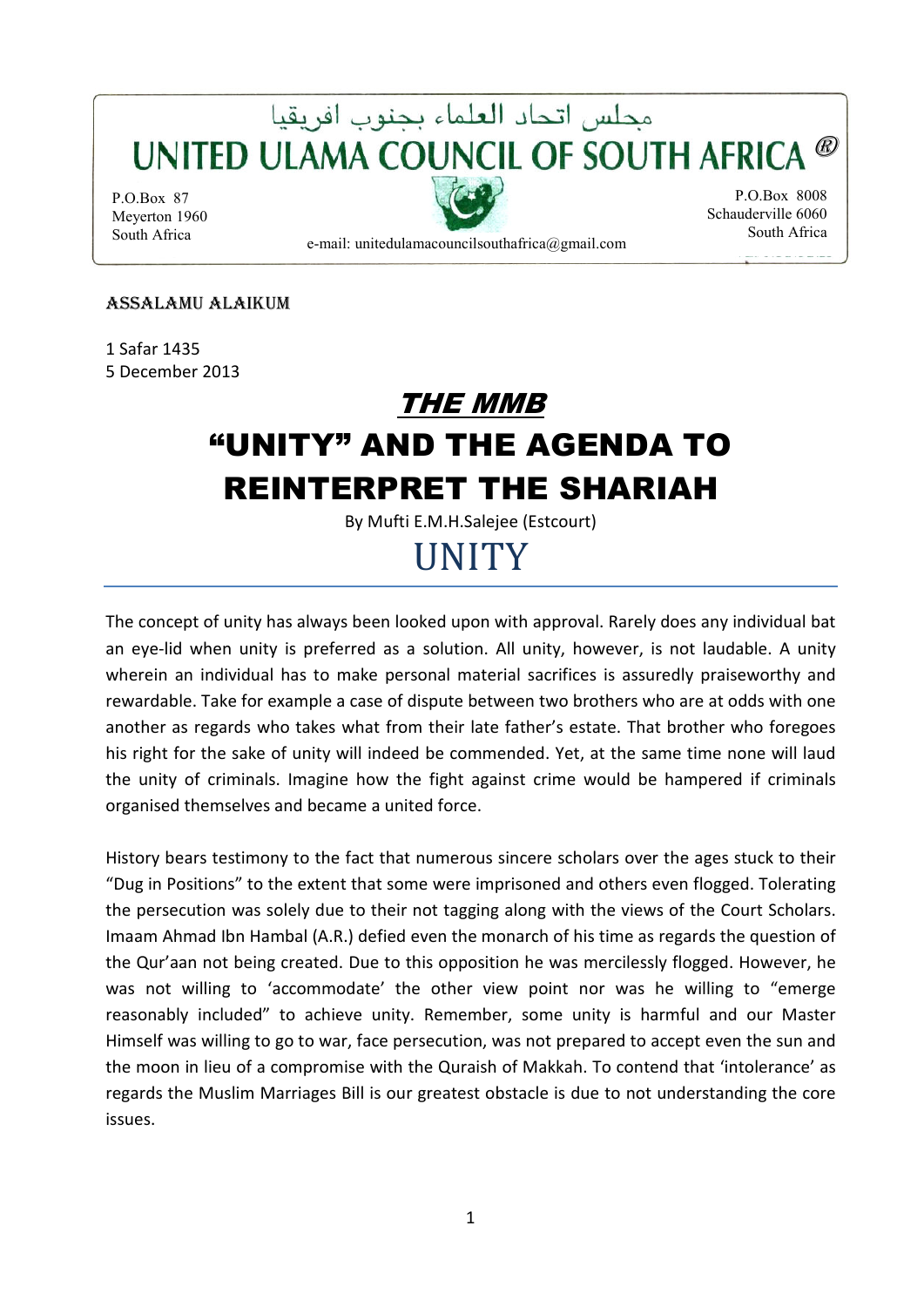مجلس اتحاد العلماء بجنوب افريقيا

# UNITED ULAMA COUNCIL OF SOUTH AFRICA ®

P.O.Box 87
Meyerton 1960
South Africa

e-mail: unitedulamacouncilsouthafrica@gmail.com

P.O.Box 8008
Schauderville 6060
South Africa

ASSALAMU ALAIKUM

1 Safar 1435
5 December 2013

## *THE MMB*

# "UNITY" AND THE AGENDA TO REINTERPRET THE SHARIAH

By Mufti E.M.H.Salejee (Estcourt)

## UNITY

The concept of unity has always been looked upon with approval. Rarely does any individual bat an eye-lid when unity is preferred as a solution. All unity, however, is not laudable. A unity wherein an individual has to make personal material sacrifices is assuredly praiseworthy and rewardable. Take for example a case of dispute between two brothers who are at odds with one another as regards who takes what from their late father's estate. That brother who foregoes his right for the sake of unity will indeed be commended. Yet, at the same time none will laud the unity of criminals. Imagine how the fight against crime would be hampered if criminals organised themselves and became a united force.

History bears testimony to the fact that numerous sincere scholars over the ages stuck to their "Dug in Positions" to the extent that some were imprisoned and others even flogged. Tolerating the persecution was solely due to their not tagging along with the views of the Court Scholars. Imaam Ahmad Ibn Hambal (A.R.) defied even the monarch of his time as regards the question of the Qur'aan not being created. Due to this opposition he was mercilessly flogged. However, he was not willing to 'accommodate' the other view point nor was he willing to "emerge reasonably included" to achieve unity. Remember, some unity is harmful and our Master Himself was willing to go to war, face persecution, was not prepared to accept even the sun and the moon in lieu of a compromise with the Quraish of Makkah. To contend that 'intolerance' as regards the Muslim Marriages Bill is our greatest obstacle is due to not understanding the core issues.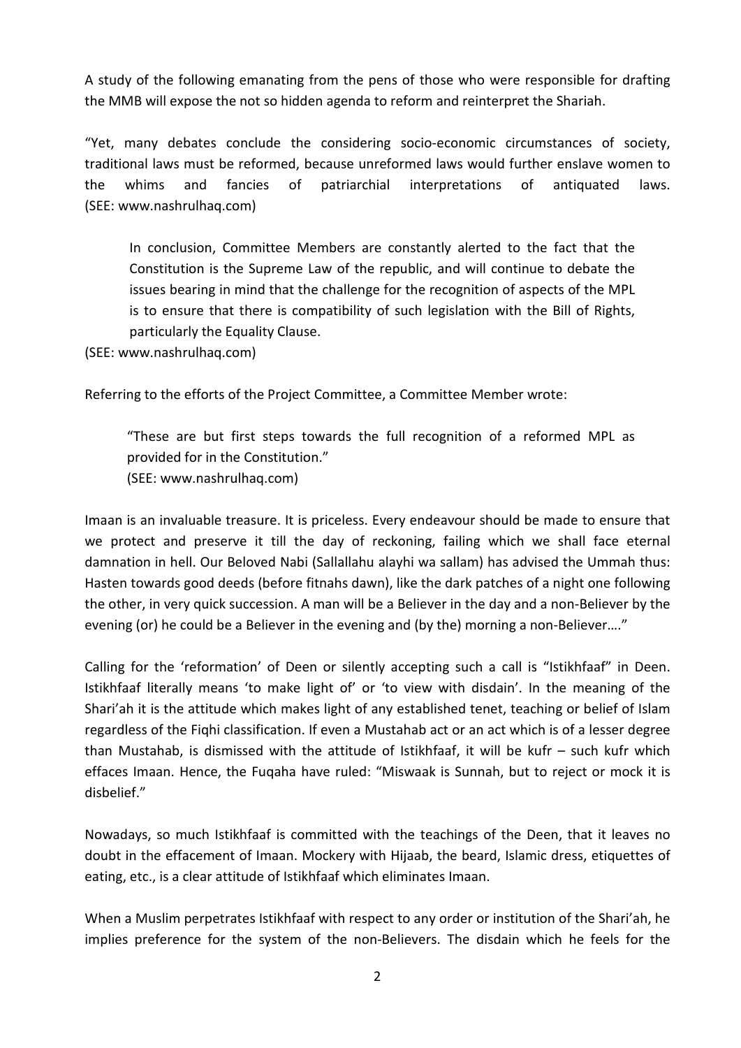A study of the following emanating from the pens of those who were responsible for drafting the MMB will expose the not so hidden agenda to reform and reinterpret the Shariah.

"Yet, many debates conclude the considering socio-economic circumstances of society, traditional laws must be reformed, because unreformed laws would further enslave women to the whims and fancies of patriarchial interpretations of antiquated laws. (SEE: www.nashrulhaq.com)

> In conclusion, Committee Members are constantly alerted to the fact that the Constitution is the Supreme Law of the republic, and will continue to debate the issues bearing in mind that the challenge for the recognition of aspects of the MPL is to ensure that there is compatibility of such legislation with the Bill of Rights, particularly the Equality Clause.

(SEE: www.nashrulhaq.com)

Referring to the efforts of the Project Committee, a Committee Member wrote:

> "These are but first steps towards the full recognition of a reformed MPL as provided for in the Constitution."
> (SEE: www.nashrulhaq.com)

Imaan is an invaluable treasure. It is priceless. Every endeavour should be made to ensure that we protect and preserve it till the day of reckoning, failing which we shall face eternal damnation in hell. Our Beloved Nabi (Sallallahu alayhi wa sallam) has advised the Ummah thus: Hasten towards good deeds (before fitnahs dawn), like the dark patches of a night one following the other, in very quick succession. A man will be a Believer in the day and a non-Believer by the evening (or) he could be a Believer in the evening and (by the) morning a non-Believer…."

Calling for the 'reformation' of Deen or silently accepting such a call is "Istikhfaaf" in Deen. Istikhfaaf literally means 'to make light of' or 'to view with disdain'. In the meaning of the Shari'ah it is the attitude which makes light of any established tenet, teaching or belief of Islam regardless of the Fiqhi classification. If even a Mustahab act or an act which is of a lesser degree than Mustahab, is dismissed with the attitude of Istikhfaaf, it will be kufr – such kufr which effaces Imaan. Hence, the Fuqaha have ruled: "Miswaak is Sunnah, but to reject or mock it is disbelief."

Nowadays, so much Istikhfaaf is committed with the teachings of the Deen, that it leaves no doubt in the effacement of Imaan. Mockery with Hijaab, the beard, Islamic dress, etiquettes of eating, etc., is a clear attitude of Istikhfaaf which eliminates Imaan.

When a Muslim perpetrates Istikhfaaf with respect to any order or institution of the Shari'ah, he implies preference for the system of the non-Believers. The disdain which he feels for the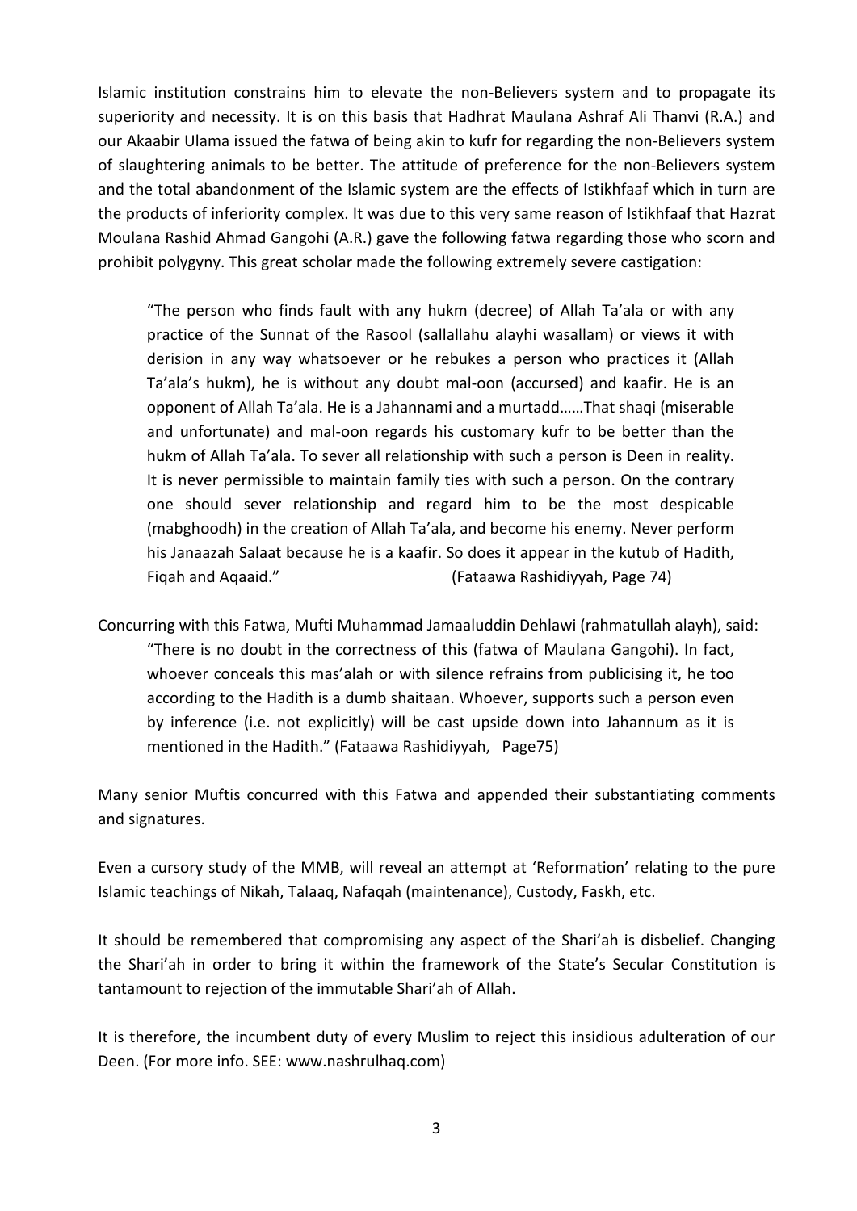Islamic institution constrains him to elevate the non-Believers system and to propagate its superiority and necessity. It is on this basis that Hadhrat Maulana Ashraf Ali Thanvi (R.A.) and our Akaabir Ulama issued the fatwa of being akin to kufr for regarding the non-Believers system of slaughtering animals to be better. The attitude of preference for the non-Believers system and the total abandonment of the Islamic system are the effects of Istikhfaaf which in turn are the products of inferiority complex. It was due to this very same reason of Istikhfaaf that Hazrat Moulana Rashid Ahmad Gangohi (A.R.) gave the following fatwa regarding those who scorn and prohibit polygyny. This great scholar made the following extremely severe castigation:

> "The person who finds fault with any hukm (decree) of Allah Ta'ala or with any practice of the Sunnat of the Rasool (sallallahu alayhi wasallam) or views it with derision in any way whatsoever or he rebukes a person who practices it (Allah Ta'ala's hukm), he is without any doubt mal-oon (accursed) and kaafir. He is an opponent of Allah Ta'ala. He is a Jahannami and a murtadd……That shaqi (miserable and unfortunate) and mal-oon regards his customary kufr to be better than the hukm of Allah Ta'ala. To sever all relationship with such a person is Deen in reality. It is never permissible to maintain family ties with such a person. On the contrary one should sever relationship and regard him to be the most despicable (mabghoodh) in the creation of Allah Ta'ala, and become his enemy. Never perform his Janaazah Salaat because he is a kaafir. So does it appear in the kutub of Hadith, Fiqah and Aqaaid." (Fataawa Rashidiyyah, Page 74)

Concurring with this Fatwa, Mufti Muhammad Jamaaluddin Dehlawi (rahmatullah alayh), said:

> "There is no doubt in the correctness of this (fatwa of Maulana Gangohi). In fact, whoever conceals this mas'alah or with silence refrains from publicising it, he too according to the Hadith is a dumb shaitaan. Whoever, supports such a person even by inference (i.e. not explicitly) will be cast upside down into Jahannum as it is mentioned in the Hadith." (Fataawa Rashidiyyah, Page75)

Many senior Muftis concurred with this Fatwa and appended their substantiating comments and signatures.

Even a cursory study of the MMB, will reveal an attempt at 'Reformation' relating to the pure Islamic teachings of Nikah, Talaaq, Nafaqah (maintenance), Custody, Faskh, etc.

It should be remembered that compromising any aspect of the Shari'ah is disbelief. Changing the Shari'ah in order to bring it within the framework of the State's Secular Constitution is tantamount to rejection of the immutable Shari'ah of Allah.

It is therefore, the incumbent duty of every Muslim to reject this insidious adulteration of our Deen. (For more info. SEE: www.nashrulhaq.com)